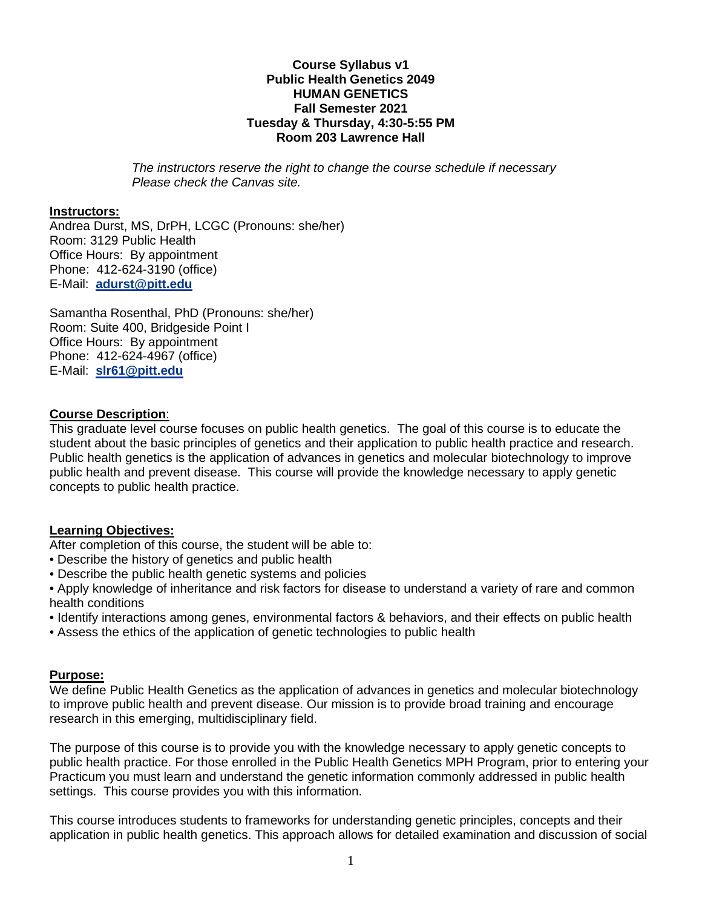**Course Syllabus v1**
**Public Health Genetics 2049**
**HUMAN GENETICS**
**Fall Semester 2021**
**Tuesday & Thursday, 4:30-5:55 PM**
**Room 203 Lawrence Hall**

*The instructors reserve the right to change the course schedule if necessary*
*Please check the Canvas site.*

## Instructors:

Andrea Durst, MS, DrPH, LCGC (Pronouns: she/her)
Room: 3129 Public Health
Office Hours: By appointment
Phone: 412-624-3190 (office)
E-Mail: **adurst@pitt.edu**

Samantha Rosenthal, PhD (Pronouns: she/her)
Room: Suite 400, Bridgeside Point I
Office Hours: By appointment
Phone: 412-624-4967 (office)
E-Mail: **slr61@pitt.edu**

## Course Description:

This graduate level course focuses on public health genetics. The goal of this course is to educate the student about the basic principles of genetics and their application to public health practice and research. Public health genetics is the application of advances in genetics and molecular biotechnology to improve public health and prevent disease. This course will provide the knowledge necessary to apply genetic concepts to public health practice.

## Learning Objectives:

After completion of this course, the student will be able to:

- Describe the history of genetics and public health
- Describe the public health genetic systems and policies
- Apply knowledge of inheritance and risk factors for disease to understand a variety of rare and common health conditions
- Identify interactions among genes, environmental factors & behaviors, and their effects on public health
- Assess the ethics of the application of genetic technologies to public health

## Purpose:

We define Public Health Genetics as the application of advances in genetics and molecular biotechnology to improve public health and prevent disease. Our mission is to provide broad training and encourage research in this emerging, multidisciplinary field.

The purpose of this course is to provide you with the knowledge necessary to apply genetic concepts to public health practice. For those enrolled in the Public Health Genetics MPH Program, prior to entering your Practicum you must learn and understand the genetic information commonly addressed in public health settings. This course provides you with this information.

This course introduces students to frameworks for understanding genetic principles, concepts and their application in public health genetics. This approach allows for detailed examination and discussion of social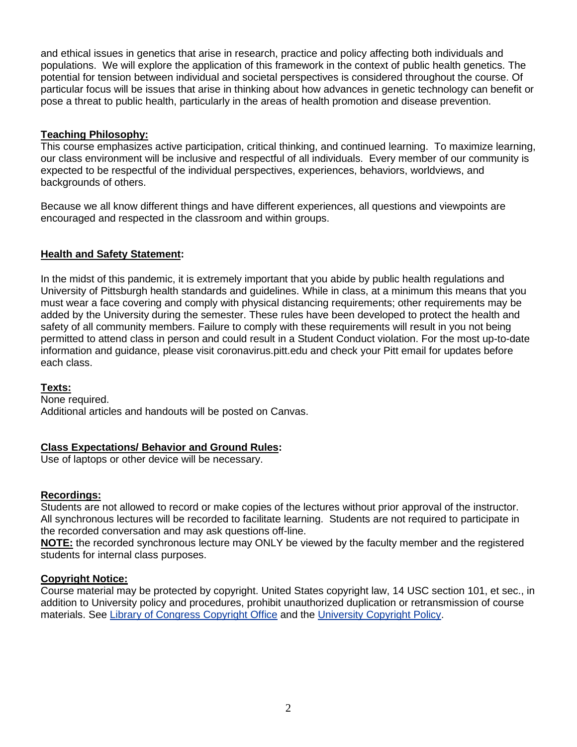and ethical issues in genetics that arise in research, practice and policy affecting both individuals and populations. We will explore the application of this framework in the context of public health genetics. The potential for tension between individual and societal perspectives is considered throughout the course. Of particular focus will be issues that arise in thinking about how advances in genetic technology can benefit or pose a threat to public health, particularly in the areas of health promotion and disease prevention.

**Teaching Philosophy:**

This course emphasizes active participation, critical thinking, and continued learning. To maximize learning, our class environment will be inclusive and respectful of all individuals. Every member of our community is expected to be respectful of the individual perspectives, experiences, behaviors, worldviews, and backgrounds of others.

Because we all know different things and have different experiences, all questions and viewpoints are encouraged and respected in the classroom and within groups.

**Health and Safety Statement:**

In the midst of this pandemic, it is extremely important that you abide by public health regulations and University of Pittsburgh health standards and guidelines. While in class, at a minimum this means that you must wear a face covering and comply with physical distancing requirements; other requirements may be added by the University during the semester. These rules have been developed to protect the health and safety of all community members. Failure to comply with these requirements will result in you not being permitted to attend class in person and could result in a Student Conduct violation. For the most up-to-date information and guidance, please visit coronavirus.pitt.edu and check your Pitt email for updates before each class.

**Texts:**

None required.
Additional articles and handouts will be posted on Canvas.

**Class Expectations/ Behavior and Ground Rules:**

Use of laptops or other device will be necessary.

**Recordings:**

Students are not allowed to record or make copies of the lectures without prior approval of the instructor. All synchronous lectures will be recorded to facilitate learning. Students are not required to participate in the recorded conversation and may ask questions off-line.

**NOTE:** the recorded synchronous lecture may ONLY be viewed by the faculty member and the registered students for internal class purposes.

**Copyright Notice:**

Course material may be protected by copyright. United States copyright law, 14 USC section 101, et sec., in addition to University policy and procedures, prohibit unauthorized duplication or retransmission of course materials. See Library of Congress Copyright Office and the University Copyright Policy.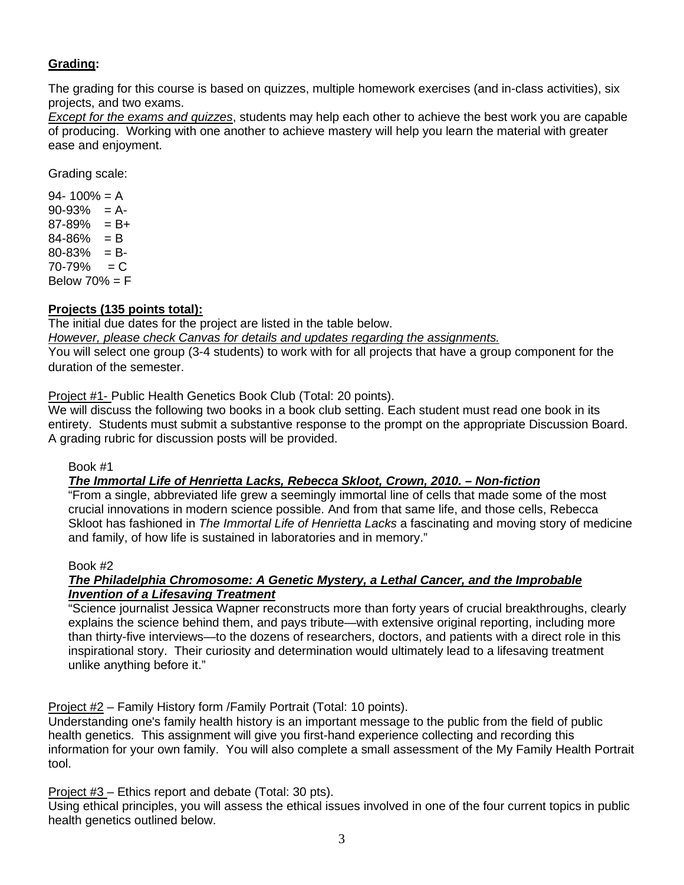**Grading:**

The grading for this course is based on quizzes, multiple homework exercises (and in-class activities), six projects, and two exams.

*Except for the exams and quizzes*, students may help each other to achieve the best work you are capable of producing. Working with one another to achieve mastery will help you learn the material with greater ease and enjoyment.

Grading scale:

94- 100% = A
90-93% = A-
87-89% = B+
84-86% = B
80-83% = B-
70-79% = C
Below 70% = F

**Projects (135 points total):**

The initial due dates for the project are listed in the table below.

*However, please check Canvas for details and updates regarding the assignments.*

You will select one group (3-4 students) to work with for all projects that have a group component for the duration of the semester.

Project #1- Public Health Genetics Book Club (Total: 20 points).

We will discuss the following two books in a book club setting. Each student must read one book in its entirety. Students must submit a substantive response to the prompt on the appropriate Discussion Board. A grading rubric for discussion posts will be provided.

Book #1

***The Immortal Life of Henrietta Lacks, Rebecca Skloot, Crown, 2010. – Non-fiction***

"From a single, abbreviated life grew a seemingly immortal line of cells that made some of the most crucial innovations in modern science possible. And from that same life, and those cells, Rebecca Skloot has fashioned in *The Immortal Life of Henrietta Lacks* a fascinating and moving story of medicine and family, of how life is sustained in laboratories and in memory."

Book #2

***The Philadelphia Chromosome: A Genetic Mystery, a Lethal Cancer, and the Improbable Invention of a Lifesaving Treatment***

"Science journalist Jessica Wapner reconstructs more than forty years of crucial breakthroughs, clearly explains the science behind them, and pays tribute—with extensive original reporting, including more than thirty-five interviews—to the dozens of researchers, doctors, and patients with a direct role in this inspirational story. Their curiosity and determination would ultimately lead to a lifesaving treatment unlike anything before it."

Project #2 – Family History form /Family Portrait (Total: 10 points).

Understanding one's family health history is an important message to the public from the field of public health genetics. This assignment will give you first-hand experience collecting and recording this information for your own family. You will also complete a small assessment of the My Family Health Portrait tool.

Project #3 – Ethics report and debate (Total: 30 pts).

Using ethical principles, you will assess the ethical issues involved in one of the four current topics in public health genetics outlined below.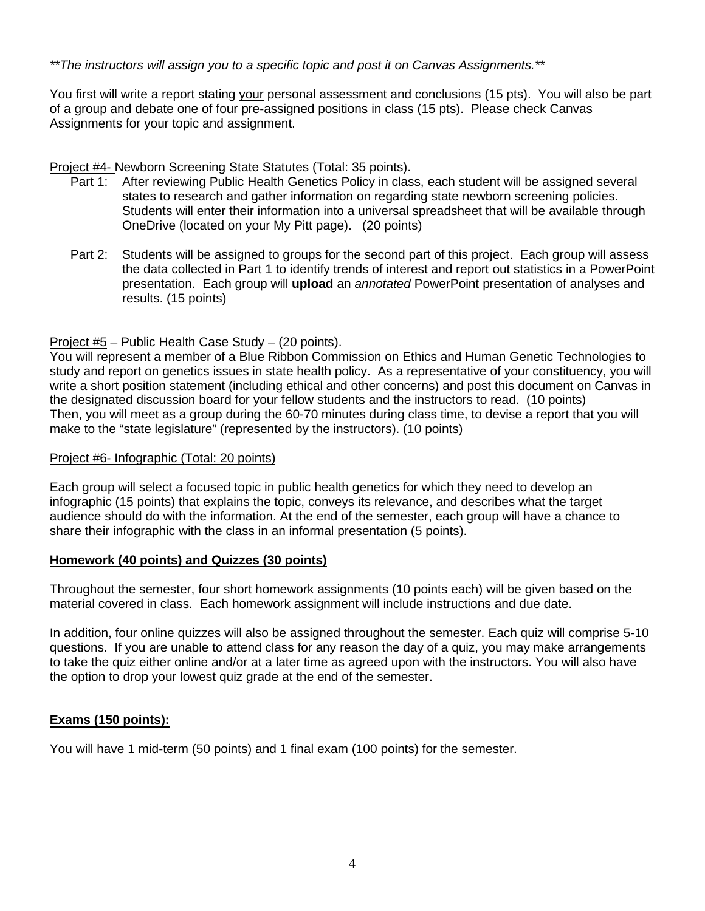*\*\*The instructors will assign you to a specific topic and post it on Canvas Assignments.\*\**

You first will write a report stating <u>your</u> personal assessment and conclusions (15 pts). You will also be part of a group and debate one of four pre-assigned positions in class (15 pts). Please check Canvas Assignments for your topic and assignment.

<u>Project #4-</u> Newborn Screening State Statutes (Total: 35 points).

- Part 1: After reviewing Public Health Genetics Policy in class, each student will be assigned several states to research and gather information on regarding state newborn screening policies. Students will enter their information into a universal spreadsheet that will be available through OneDrive (located on your My Pitt page). (20 points)
- Part 2: Students will be assigned to groups for the second part of this project. Each group will assess the data collected in Part 1 to identify trends of interest and report out statistics in a PowerPoint presentation. Each group will **upload** an ***<u>annotated</u>*** PowerPoint presentation of analyses and results. (15 points)

<u>Project #5</u> – Public Health Case Study – (20 points).
You will represent a member of a Blue Ribbon Commission on Ethics and Human Genetic Technologies to study and report on genetics issues in state health policy. As a representative of your constituency, you will write a short position statement (including ethical and other concerns) and post this document on Canvas in the designated discussion board for your fellow students and the instructors to read. (10 points)
Then, you will meet as a group during the 60-70 minutes during class time, to devise a report that you will make to the "state legislature" (represented by the instructors). (10 points)

<u>Project #6- Infographic (Total: 20 points)</u>

Each group will select a focused topic in public health genetics for which they need to develop an infographic (15 points) that explains the topic, conveys its relevance, and describes what the target audience should do with the information. At the end of the semester, each group will have a chance to share their infographic with the class in an informal presentation (5 points).

**<u>Homework (40 points) and Quizzes (30 points)</u>**

Throughout the semester, four short homework assignments (10 points each) will be given based on the material covered in class. Each homework assignment will include instructions and due date.

In addition, four online quizzes will also be assigned throughout the semester. Each quiz will comprise 5-10 questions. If you are unable to attend class for any reason the day of a quiz, you may make arrangements to take the quiz either online and/or at a later time as agreed upon with the instructors. You will also have the option to drop your lowest quiz grade at the end of the semester.

**<u>Exams (150 points):</u>**

You will have 1 mid-term (50 points) and 1 final exam (100 points) for the semester.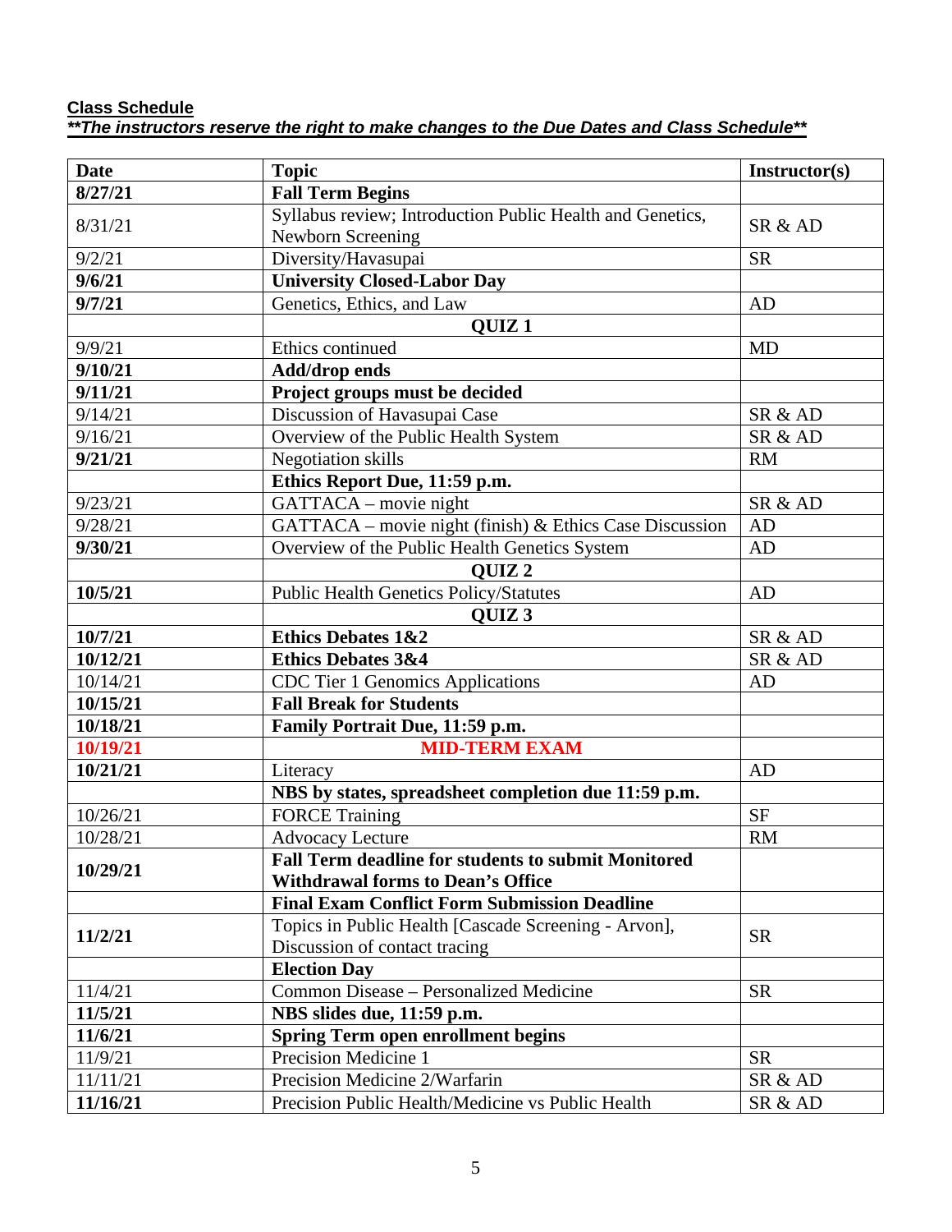**Class Schedule**

***The instructors reserve the right to make changes to the Due Dates and Class Schedule***

| Date | Topic | Instructor(s) |
|---|---|---|
| **8/27/21** | **Fall Term Begins** | |
| 8/31/21 | Syllabus review; Introduction Public Health and Genetics, Newborn Screening | SR & AD |
| 9/2/21 | Diversity/Havasupai | SR |
| **9/6/21** | **University Closed-Labor Day** | |
| **9/7/21** | Genetics, Ethics, and Law | AD |
| | **QUIZ 1** | |
| 9/9/21 | Ethics continued | MD |
| **9/10/21** | **Add/drop ends** | |
| **9/11/21** | **Project groups must be decided** | |
| 9/14/21 | Discussion of Havasupai Case | SR & AD |
| 9/16/21 | Overview of the Public Health System | SR & AD |
| **9/21/21** | Negotiation skills | RM |
| | **Ethics Report Due, 11:59 p.m.** | |
| 9/23/21 | GATTACA – movie night | SR & AD |
| 9/28/21 | GATTACA – movie night (finish) & Ethics Case Discussion | AD |
| **9/30/21** | Overview of the Public Health Genetics System | AD |
| | **QUIZ 2** | |
| **10/5/21** | Public Health Genetics Policy/Statutes | AD |
| | **QUIZ 3** | |
| **10/7/21** | **Ethics Debates 1&2** | SR & AD |
| **10/12/21** | **Ethics Debates 3&4** | SR & AD |
| 10/14/21 | CDC Tier 1 Genomics Applications | AD |
| **10/15/21** | **Fall Break for Students** | |
| **10/18/21** | **Family Portrait Due, 11:59 p.m.** | |
| **10/19/21** | **MID-TERM EXAM** | |
| **10/21/21** | Literacy | AD |
| | **NBS by states, spreadsheet completion due 11:59 p.m.** | |
| 10/26/21 | FORCE Training | SF |
| 10/28/21 | Advocacy Lecture | RM |
| **10/29/21** | **Fall Term deadline for students to submit Monitored Withdrawal forms to Dean's Office** | |
| | **Final Exam Conflict Form Submission Deadline** | |
| **11/2/21** | Topics in Public Health [Cascade Screening - Arvon], Discussion of contact tracing | SR |
| | **Election Day** | |
| 11/4/21 | Common Disease – Personalized Medicine | SR |
| **11/5/21** | **NBS slides due, 11:59 p.m.** | |
| **11/6/21** | **Spring Term open enrollment begins** | |
| 11/9/21 | Precision Medicine 1 | SR |
| 11/11/21 | Precision Medicine 2/Warfarin | SR & AD |
| **11/16/21** | Precision Public Health/Medicine vs Public Health | SR & AD |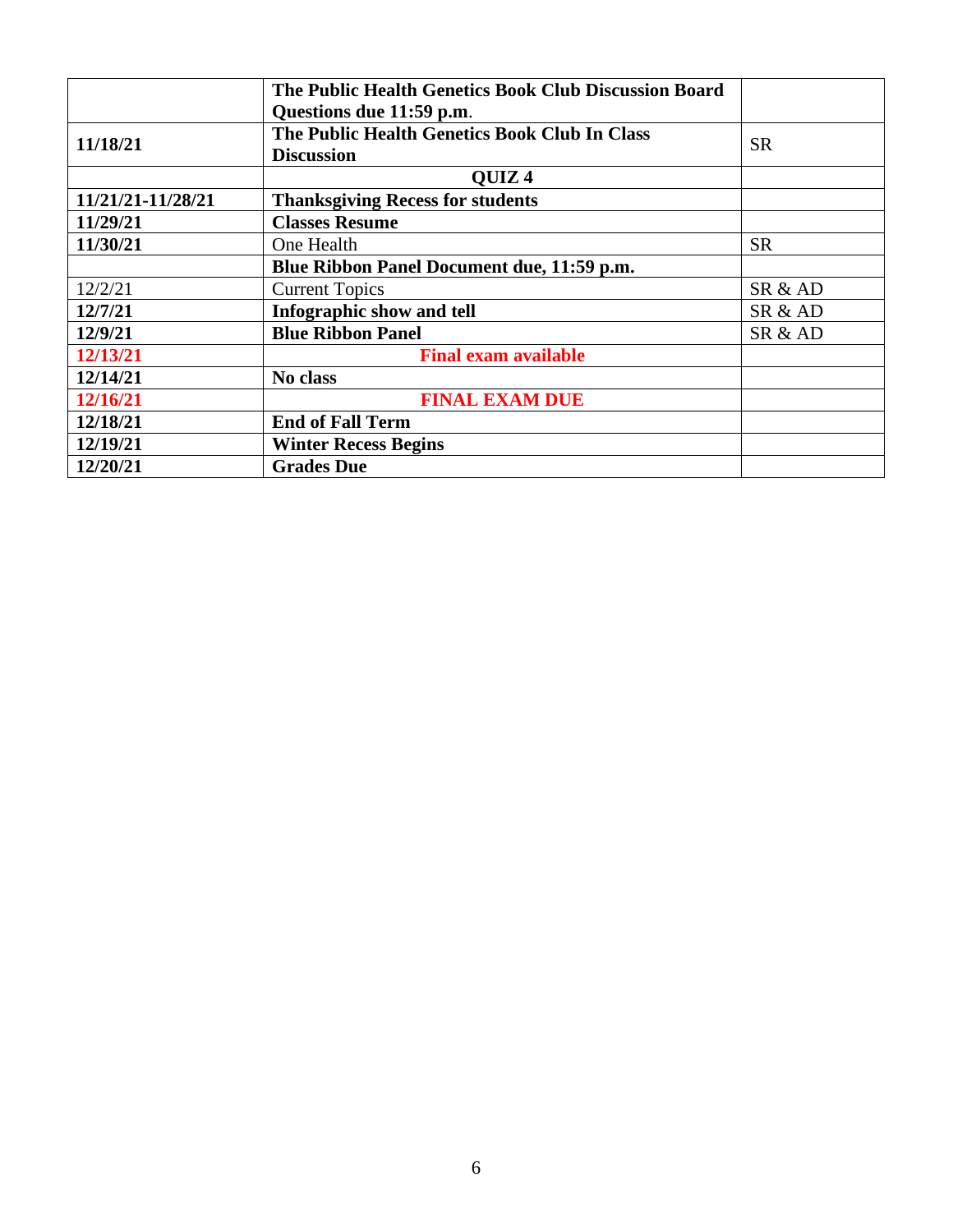| | | |
|---|---|---|
| | **The Public Health Genetics Book Club Discussion Board Questions due 11:59 p.m**. | |
| **11/18/21** | **The Public Health Genetics Book Club In Class Discussion** | SR |
| | **QUIZ 4** | |
| **11/21/21-11/28/21** | **Thanksgiving Recess for students** | |
| **11/29/21** | **Classes Resume** | |
| **11/30/21** | One Health | SR |
| | **Blue Ribbon Panel Document due, 11:59 p.m.** | |
| 12/2/21 | Current Topics | SR & AD |
| **12/7/21** | **Infographic show and tell** | SR & AD |
| **12/9/21** | **Blue Ribbon Panel** | SR & AD |
| **12/13/21** | **Final exam available** | |
| **12/14/21** | **No class** | |
| **12/16/21** | **FINAL EXAM DUE** | |
| **12/18/21** | **End of Fall Term** | |
| **12/19/21** | **Winter Recess Begins** | |
| **12/20/21** | **Grades Due** | |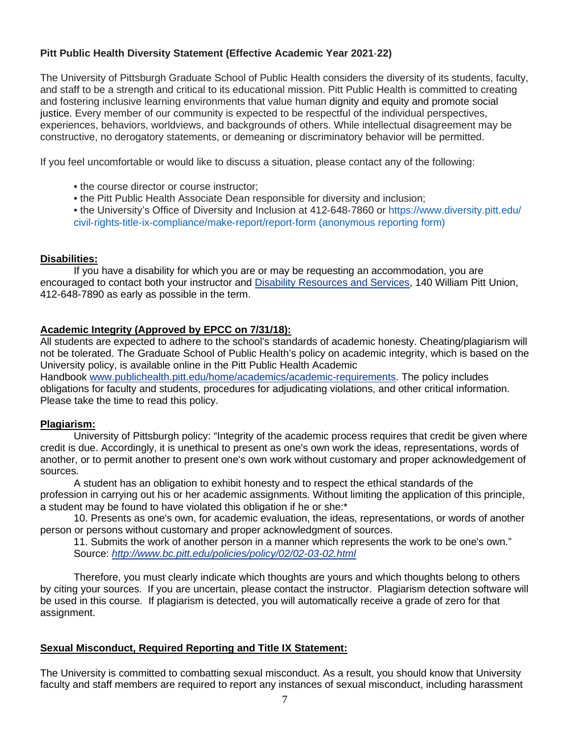**Pitt Public Health Diversity Statement (Effective Academic Year 2021-22)**

The University of Pittsburgh Graduate School of Public Health considers the diversity of its students, faculty, and staff to be a strength and critical to its educational mission. Pitt Public Health is committed to creating and fostering inclusive learning environments that value human dignity and equity and promote social justice. Every member of our community is expected to be respectful of the individual perspectives, experiences, behaviors, worldviews, and backgrounds of others. While intellectual disagreement may be constructive, no derogatory statements, or demeaning or discriminatory behavior will be permitted.

If you feel uncomfortable or would like to discuss a situation, please contact any of the following:

- the course director or course instructor;
- the Pitt Public Health Associate Dean responsible for diversity and inclusion;
- the University's Office of Diversity and Inclusion at 412-648-7860 or https://www.diversity.pitt.edu/civil-rights-title-ix-compliance/make-report/report-form (anonymous reporting form)

**Disabilities:**

If you have a disability for which you are or may be requesting an accommodation, you are encouraged to contact both your instructor and Disability Resources and Services, 140 William Pitt Union, 412-648-7890 as early as possible in the term.

**Academic Integrity (Approved by EPCC on 7/31/18):**

All students are expected to adhere to the school's standards of academic honesty. Cheating/plagiarism will not be tolerated. The Graduate School of Public Health's policy on academic integrity, which is based on the University policy, is available online in the Pitt Public Health Academic Handbook www.publichealth.pitt.edu/home/academics/academic-requirements. The policy includes obligations for faculty and students, procedures for adjudicating violations, and other critical information. Please take the time to read this policy.

**Plagiarism:**

University of Pittsburgh policy: "Integrity of the academic process requires that credit be given where credit is due. Accordingly, it is unethical to present as one's own work the ideas, representations, words of another, or to permit another to present one's own work without customary and proper acknowledgement of sources.

A student has an obligation to exhibit honesty and to respect the ethical standards of the profession in carrying out his or her academic assignments. Without limiting the application of this principle, a student may be found to have violated this obligation if he or she:*

10. Presents as one's own, for academic evaluation, the ideas, representations, or words of another person or persons without customary and proper acknowledgment of sources.
11. Submits the work of another person in a manner which represents the work to be one's own."
Source: *http://www.bc.pitt.edu/policies/policy/02/02-03-02.html*

Therefore, you must clearly indicate which thoughts are yours and which thoughts belong to others by citing your sources. If you are uncertain, please contact the instructor. Plagiarism detection software will be used in this course. If plagiarism is detected, you will automatically receive a grade of zero for that assignment.

**Sexual Misconduct, Required Reporting and Title IX Statement:**

The University is committed to combatting sexual misconduct. As a result, you should know that University faculty and staff members are required to report any instances of sexual misconduct, including harassment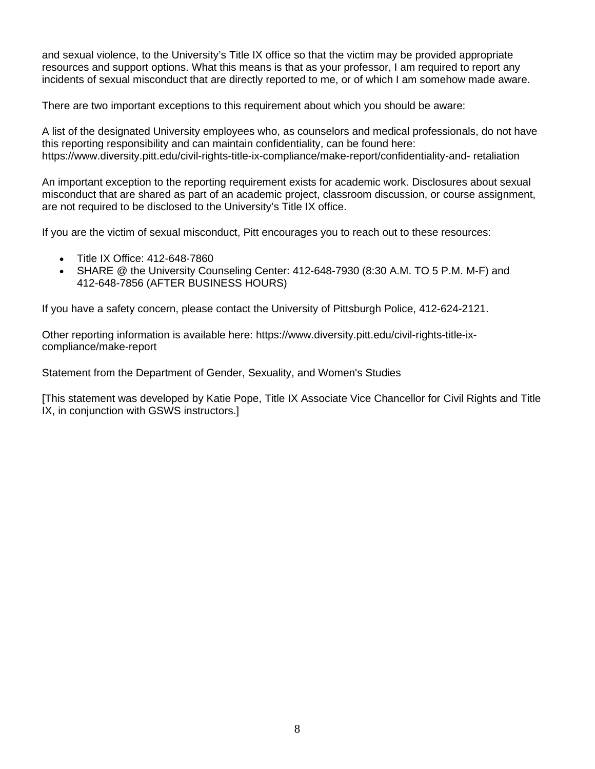and sexual violence, to the University's Title IX office so that the victim may be provided appropriate resources and support options. What this means is that as your professor, I am required to report any incidents of sexual misconduct that are directly reported to me, or of which I am somehow made aware.

There are two important exceptions to this requirement about which you should be aware:

A list of the designated University employees who, as counselors and medical professionals, do not have this reporting responsibility and can maintain confidentiality, can be found here: https://www.diversity.pitt.edu/civil-rights-title-ix-compliance/make-report/confidentiality-and- retaliation

An important exception to the reporting requirement exists for academic work. Disclosures about sexual misconduct that are shared as part of an academic project, classroom discussion, or course assignment, are not required to be disclosed to the University's Title IX office.

If you are the victim of sexual misconduct, Pitt encourages you to reach out to these resources:

- Title IX Office: 412-648-7860
- SHARE @ the University Counseling Center: 412-648-7930 (8:30 A.M. TO 5 P.M. M-F) and 412-648-7856 (AFTER BUSINESS HOURS)

If you have a safety concern, please contact the University of Pittsburgh Police, 412-624-2121.

Other reporting information is available here: https://www.diversity.pitt.edu/civil-rights-title-ix-compliance/make-report

Statement from the Department of Gender, Sexuality, and Women's Studies

[This statement was developed by Katie Pope, Title IX Associate Vice Chancellor for Civil Rights and Title IX, in conjunction with GSWS instructors.]